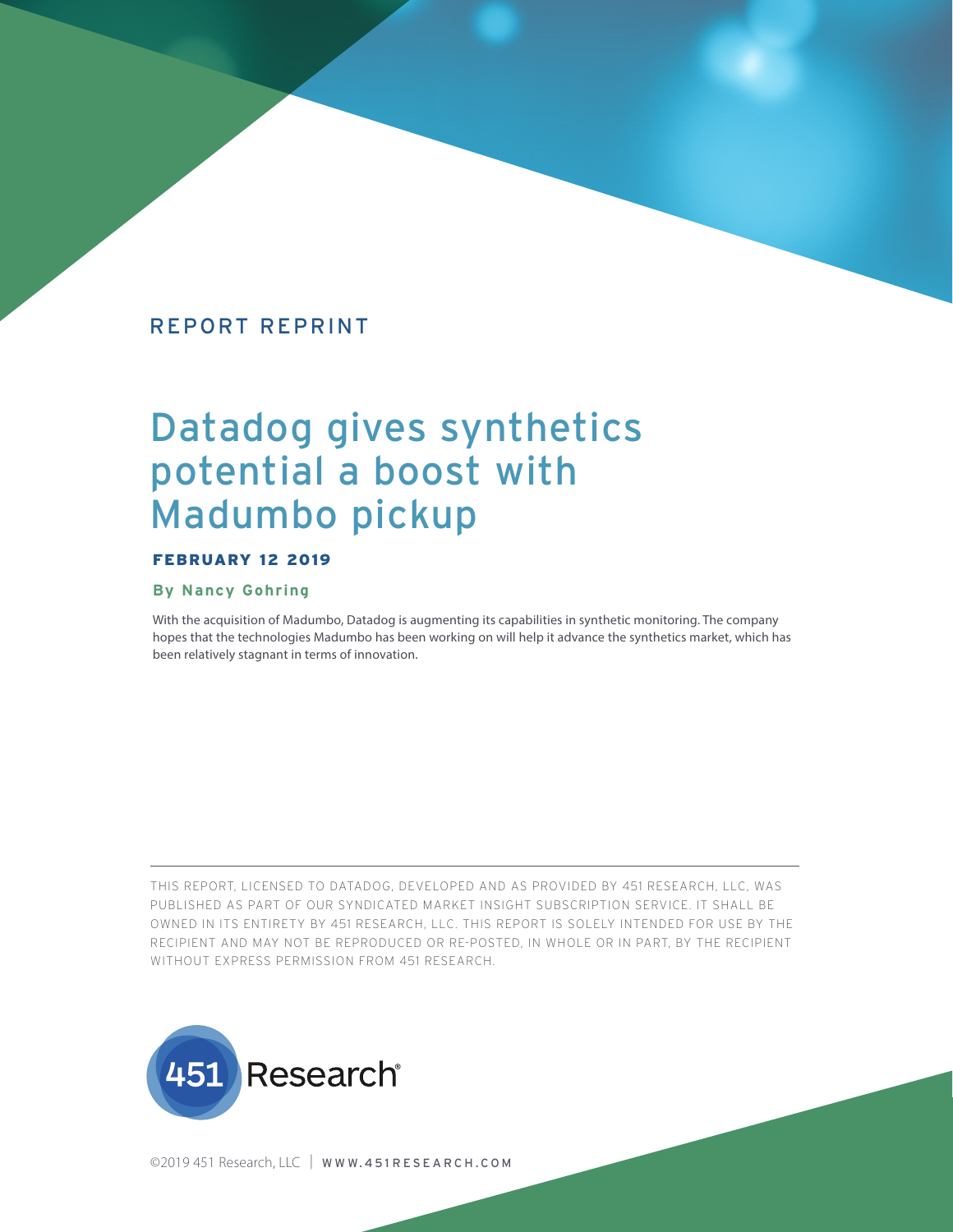REPORT REPRINT

# Datadog gives synthetics potential a boost with Madumbo pickup

**FEBRUARY 12 2019**

**By Nancy Gohring**

With the acquisition of Madumbo, Datadog is augmenting its capabilities in synthetic monitoring. The company hopes that the technologies Madumbo has been working on will help it advance the synthetics market, which has been relatively stagnant in terms of innovation.

---

THIS REPORT, LICENSED TO DATADOG, DEVELOPED AND AS PROVIDED BY 451 RESEARCH, LLC, WAS PUBLISHED AS PART OF OUR SYNDICATED MARKET INSIGHT SUBSCRIPTION SERVICE. IT SHALL BE OWNED IN ITS ENTIRETY BY 451 RESEARCH, LLC. THIS REPORT IS SOLELY INTENDED FOR USE BY THE RECIPIENT AND MAY NOT BE REPRODUCED OR RE-POSTED, IN WHOLE OR IN PART, BY THE RECIPIENT WITHOUT EXPRESS PERMISSION FROM 451 RESEARCH.

451 Research®

©2019 451 Research, LLC | WWW.451RESEARCH.COM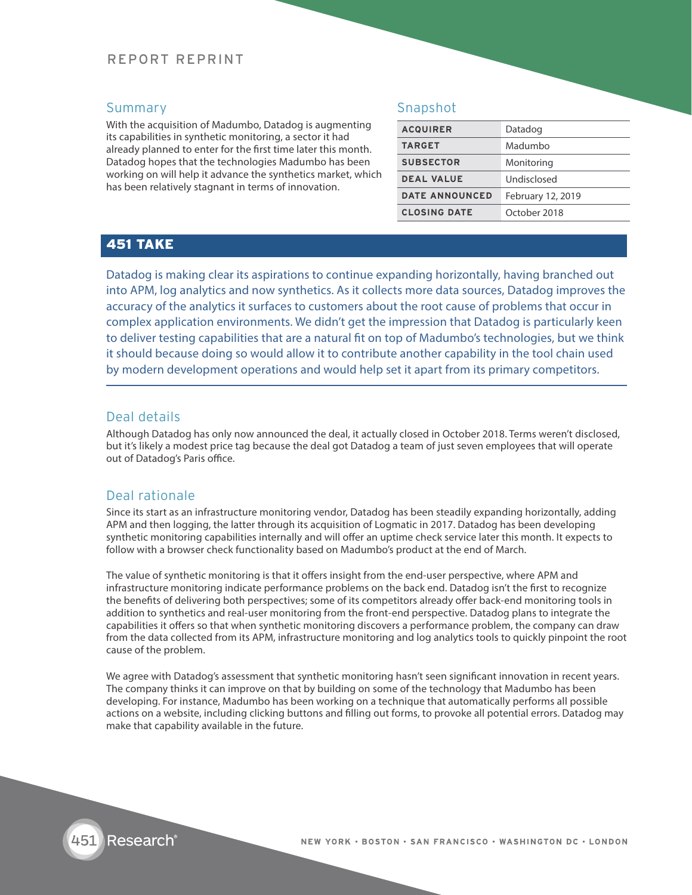REPORT REPRINT

## Summary

With the acquisition of Madumbo, Datadog is augmenting its capabilities in synthetic monitoring, a sector it had already planned to enter for the first time later this month. Datadog hopes that the technologies Madumbo has been working on will help it advance the synthetics market, which has been relatively stagnant in terms of innovation.

## Snapshot

| | |
|---|---|
| **ACQUIRER** | Datadog |
| **TARGET** | Madumbo |
| **SUBSECTOR** | Monitoring |
| **DEAL VALUE** | Undisclosed |
| **DATE ANNOUNCED** | February 12, 2019 |
| **CLOSING DATE** | October 2018 |

## 451 TAKE

Datadog is making clear its aspirations to continue expanding horizontally, having branched out into APM, log analytics and now synthetics. As it collects more data sources, Datadog improves the accuracy of the analytics it surfaces to customers about the root cause of problems that occur in complex application environments. We didn't get the impression that Datadog is particularly keen to deliver testing capabilities that are a natural fit on top of Madumbo's technologies, but we think it should because doing so would allow it to contribute another capability in the tool chain used by modern development operations and would help set it apart from its primary competitors.

## Deal details

Although Datadog has only now announced the deal, it actually closed in October 2018. Terms weren't disclosed, but it's likely a modest price tag because the deal got Datadog a team of just seven employees that will operate out of Datadog's Paris office.

## Deal rationale

Since its start as an infrastructure monitoring vendor, Datadog has been steadily expanding horizontally, adding APM and then logging, the latter through its acquisition of Logmatic in 2017. Datadog has been developing synthetic monitoring capabilities internally and will offer an uptime check service later this month. It expects to follow with a browser check functionality based on Madumbo's product at the end of March.

The value of synthetic monitoring is that it offers insight from the end-user perspective, where APM and infrastructure monitoring indicate performance problems on the back end. Datadog isn't the first to recognize the benefits of delivering both perspectives; some of its competitors already offer back-end monitoring tools in addition to synthetics and real-user monitoring from the front-end perspective. Datadog plans to integrate the capabilities it offers so that when synthetic monitoring discovers a performance problem, the company can draw from the data collected from its APM, infrastructure monitoring and log analytics tools to quickly pinpoint the root cause of the problem.

We agree with Datadog's assessment that synthetic monitoring hasn't seen significant innovation in recent years. The company thinks it can improve on that by building on some of the technology that Madumbo has been developing. For instance, Madumbo has been working on a technique that automatically performs all possible actions on a website, including clicking buttons and filling out forms, to provoke all potential errors. Datadog may make that capability available in the future.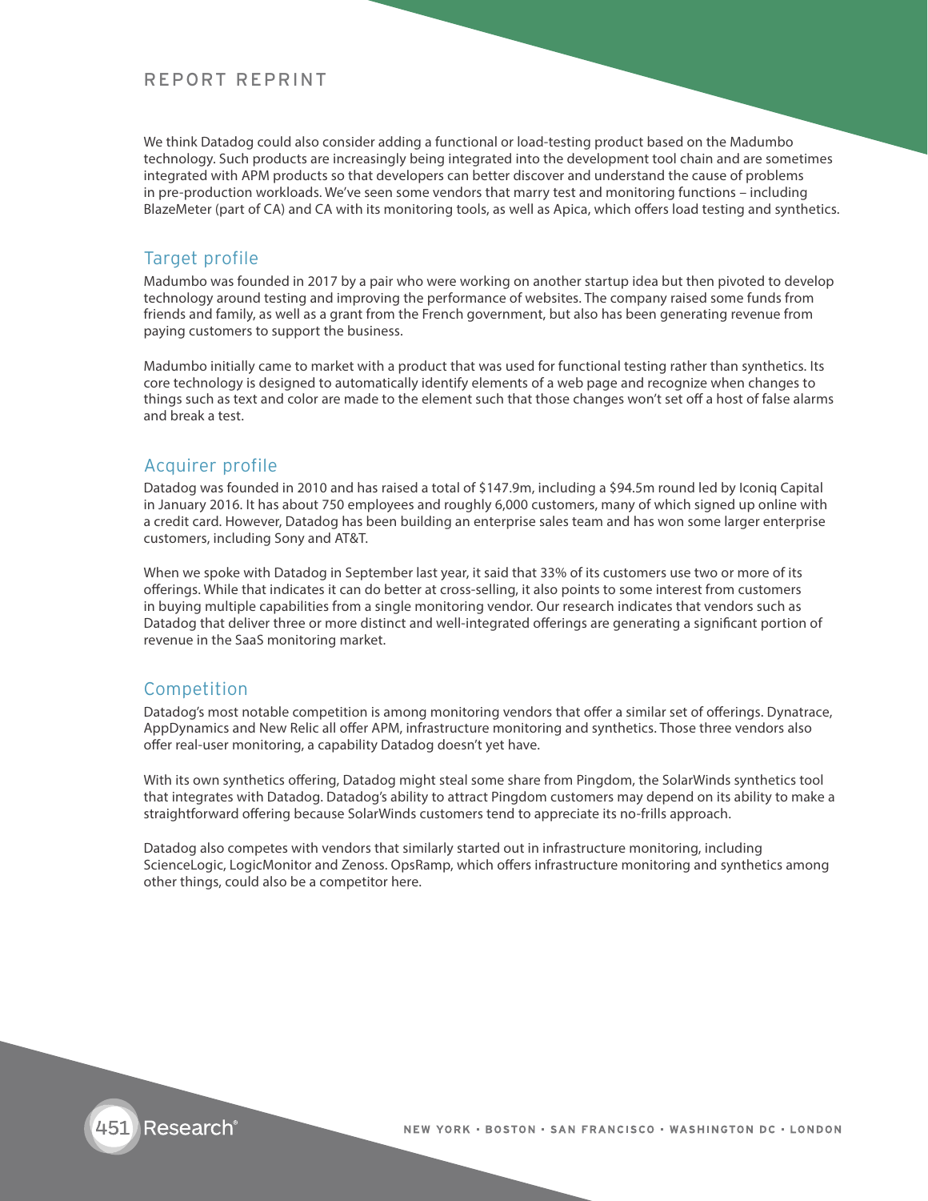We think Datadog could also consider adding a functional or load-testing product based on the Madumbo technology. Such products are increasingly being integrated into the development tool chain and are sometimes integrated with APM products so that developers can better discover and understand the cause of problems in pre-production workloads. We've seen some vendors that marry test and monitoring functions – including BlazeMeter (part of CA) and CA with its monitoring tools, as well as Apica, which offers load testing and synthetics.

## Target profile

Madumbo was founded in 2017 by a pair who were working on another startup idea but then pivoted to develop technology around testing and improving the performance of websites. The company raised some funds from friends and family, as well as a grant from the French government, but also has been generating revenue from paying customers to support the business.

Madumbo initially came to market with a product that was used for functional testing rather than synthetics. Its core technology is designed to automatically identify elements of a web page and recognize when changes to things such as text and color are made to the element such that those changes won't set off a host of false alarms and break a test.

## Acquirer profile

Datadog was founded in 2010 and has raised a total of $147.9m, including a $94.5m round led by Iconiq Capital in January 2016. It has about 750 employees and roughly 6,000 customers, many of which signed up online with a credit card. However, Datadog has been building an enterprise sales team and has won some larger enterprise customers, including Sony and AT&T.

When we spoke with Datadog in September last year, it said that 33% of its customers use two or more of its offerings. While that indicates it can do better at cross-selling, it also points to some interest from customers in buying multiple capabilities from a single monitoring vendor. Our research indicates that vendors such as Datadog that deliver three or more distinct and well-integrated offerings are generating a significant portion of revenue in the SaaS monitoring market.

## Competition

Datadog's most notable competition is among monitoring vendors that offer a similar set of offerings. Dynatrace, AppDynamics and New Relic all offer APM, infrastructure monitoring and synthetics. Those three vendors also offer real-user monitoring, a capability Datadog doesn't yet have.

With its own synthetics offering, Datadog might steal some share from Pingdom, the SolarWinds synthetics tool that integrates with Datadog. Datadog's ability to attract Pingdom customers may depend on its ability to make a straightforward offering because SolarWinds customers tend to appreciate its no-frills approach.

Datadog also competes with vendors that similarly started out in infrastructure monitoring, including ScienceLogic, LogicMonitor and Zenoss. OpsRamp, which offers infrastructure monitoring and synthetics among other things, could also be a competitor here.